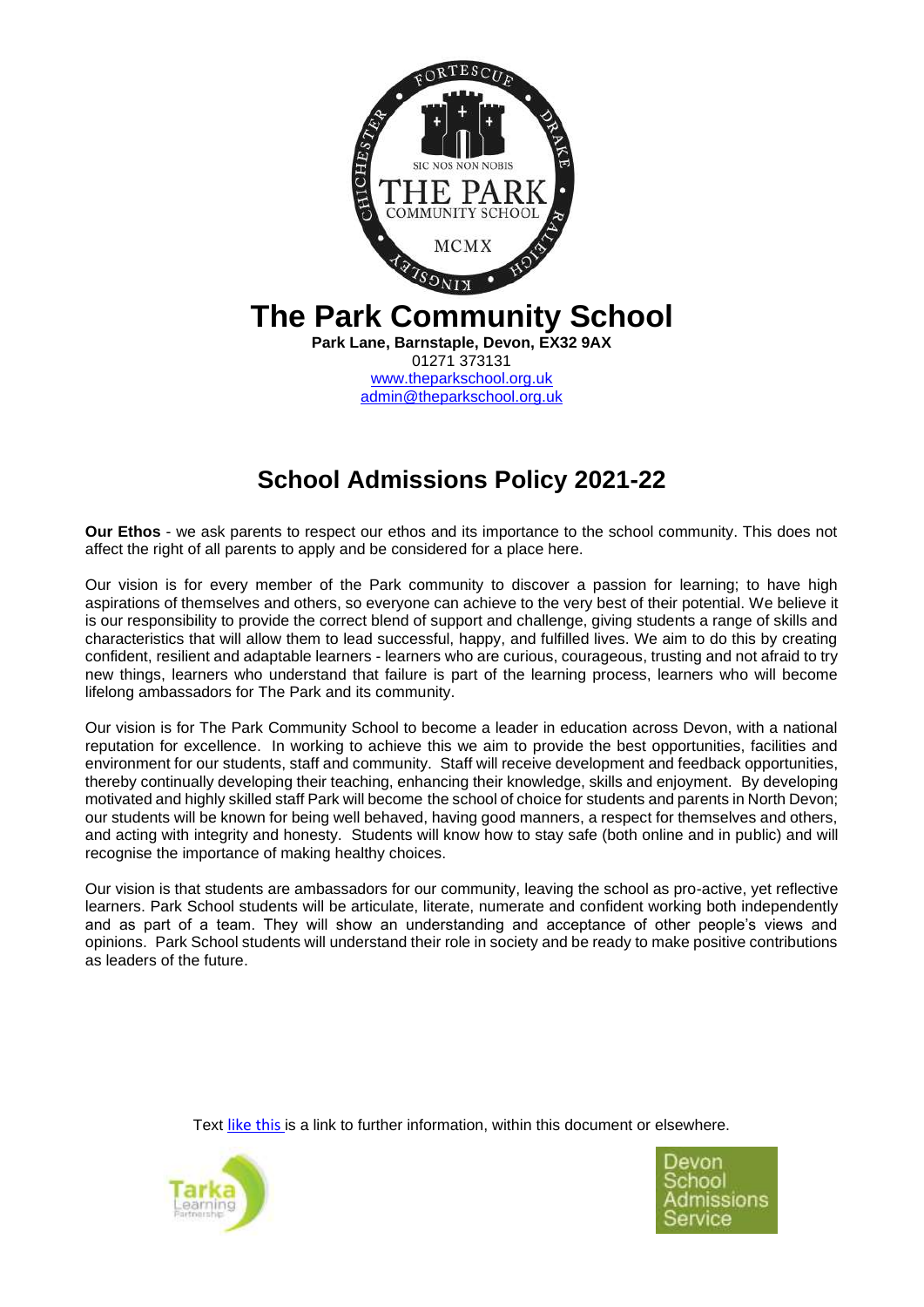# The Park Community School

**Park Lane, Barnstaple, Devon, EX32 9AX**
01271 373131
www.theparkschool.org.uk
admin@theparkschool.org.uk

## School Admissions Policy 2021-22

**Our Ethos** - we ask parents to respect our ethos and its importance to the school community. This does not affect the right of all parents to apply and be considered for a place here.

Our vision is for every member of the Park community to discover a passion for learning; to have high aspirations of themselves and others, so everyone can achieve to the very best of their potential. We believe it is our responsibility to provide the correct blend of support and challenge, giving students a range of skills and characteristics that will allow them to lead successful, happy, and fulfilled lives. We aim to do this by creating confident, resilient and adaptable learners - learners who are curious, courageous, trusting and not afraid to try new things, learners who understand that failure is part of the learning process, learners who will become lifelong ambassadors for The Park and its community.

Our vision is for The Park Community School to become a leader in education across Devon, with a national reputation for excellence. In working to achieve this we aim to provide the best opportunities, facilities and environment for our students, staff and community. Staff will receive development and feedback opportunities, thereby continually developing their teaching, enhancing their knowledge, skills and enjoyment. By developing motivated and highly skilled staff Park will become the school of choice for students and parents in North Devon; our students will be known for being well behaved, having good manners, a respect for themselves and others, and acting with integrity and honesty. Students will know how to stay safe (both online and in public) and will recognise the importance of making healthy choices.

Our vision is that students are ambassadors for our community, leaving the school as pro-active, yet reflective learners. Park School students will be articulate, literate, numerate and confident working both independently and as part of a team. They will show an understanding and acceptance of other people's views and opinions. Park School students will understand their role in society and be ready to make positive contributions as leaders of the future.

Text like this is a link to further information, within this document or elsewhere.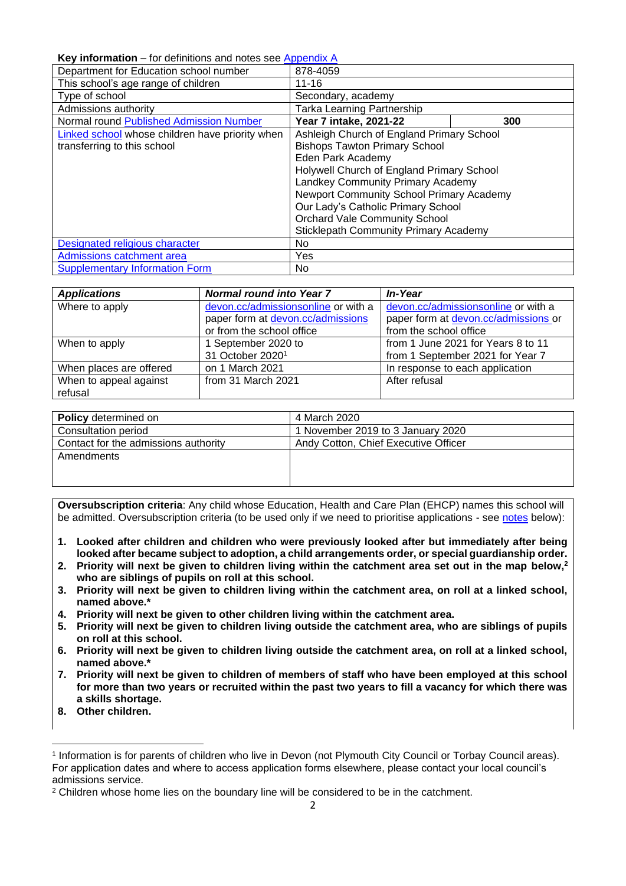**Key information** – for definitions and notes see Appendix A

| | | |
|---|---|---|
| Department for Education school number | 878-4059 | |
| This school's age range of children | 11-16 | |
| Type of school | Secondary, academy | |
| Admissions authority | Tarka Learning Partnership | |
| Normal round Published Admission Number | **Year 7 intake, 2021-22** | **300** |
| Linked school whose children have priority when transferring to this school | Ashleigh Church of England Primary School<br>Bishops Tawton Primary School<br>Eden Park Academy<br>Holywell Church of England Primary School<br>Landkey Community Primary Academy<br>Newport Community School Primary Academy<br>Our Lady's Catholic Primary School<br>Orchard Vale Community School<br>Sticklepath Community Primary Academy | |
| Designated religious character | No | |
| Admissions catchment area | Yes | |
| Supplementary Information Form | No | |

| ***Applications*** | ***Normal round into Year 7*** | ***In-Year*** |
|---|---|---|
| Where to apply | devon.cc/admissionsonline or with a paper form at devon.cc/admissions or from the school office | devon.cc/admissionsonline or with a paper form at devon.cc/admissions or from the school office |
| When to apply | 1 September 2020 to 31 October 2020[1] | from 1 June 2021 for Years 8 to 11<br>from 1 September 2021 for Year 7 |
| When places are offered | on 1 March 2021 | In response to each application |
| When to appeal against refusal | from 31 March 2021 | After refusal |

| | |
|---|---|
| **Policy** determined on | 4 March 2020 |
| Consultation period | 1 November 2019 to 3 January 2020 |
| Contact for the admissions authority | Andy Cotton, Chief Executive Officer |
| Amendments | |

**Oversubscription criteria**: Any child whose Education, Health and Care Plan (EHCP) names this school will be admitted. Oversubscription criteria (to be used only if we need to prioritise applications - see notes below):

1. **Looked after children and children who were previously looked after but immediately after being looked after became subject to adoption, a child arrangements order, or special guardianship order.**
2. **Priority will next be given to children living within the catchment area set out in the map below,[2] who are siblings of pupils on roll at this school.**
3. **Priority will next be given to children living within the catchment area, on roll at a linked school, named above.***
4. **Priority will next be given to other children living within the catchment area.**
5. **Priority will next be given to children living outside the catchment area, who are siblings of pupils on roll at this school.**
6. **Priority will next be given to children living outside the catchment area, on roll at a linked school, named above.***
7. **Priority will next be given to children of members of staff who have been employed at this school for more than two years or recruited within the past two years to fill a vacancy for which there was a skills shortage.**
8. **Other children.**

[1] Information is for parents of children who live in Devon (not Plymouth City Council or Torbay Council areas). For application dates and where to access application forms elsewhere, please contact your local council's admissions service.

[2] Children whose home lies on the boundary line will be considered to be in the catchment.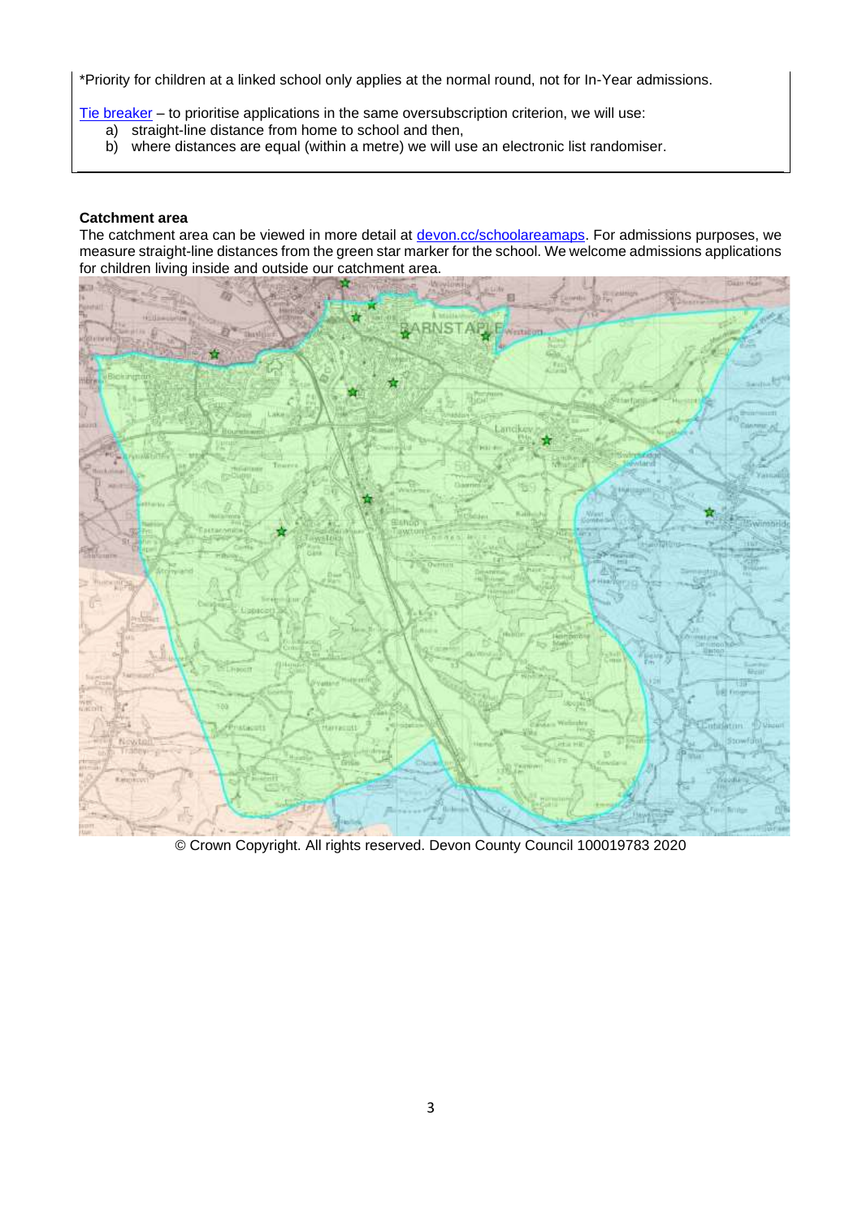*Priority for children at a linked school only applies at the normal round, not for In-Year admissions.

Tie breaker – to prioritise applications in the same oversubscription criterion, we will use:

a) straight-line distance from home to school and then,
b) where distances are equal (within a metre) we will use an electronic list randomiser.

**Catchment area**

The catchment area can be viewed in more detail at devon.cc/schoolareamaps. For admissions purposes, we measure straight-line distances from the green star marker for the school. We welcome admissions applications for children living inside and outside our catchment area.

© Crown Copyright. All rights reserved. Devon County Council 100019783 2020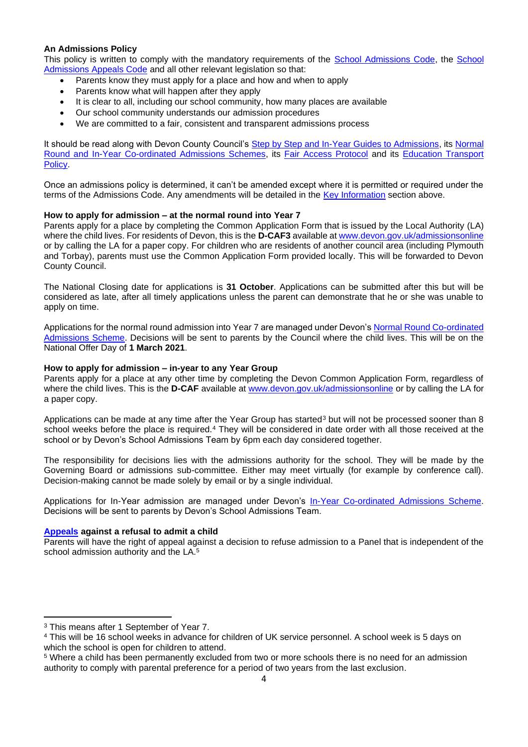### An Admissions Policy

This policy is written to comply with the mandatory requirements of the School Admissions Code, the School Admissions Appeals Code and all other relevant legislation so that:

- Parents know they must apply for a place and how and when to apply
- Parents know what will happen after they apply
- It is clear to all, including our school community, how many places are available
- Our school community understands our admission procedures
- We are committed to a fair, consistent and transparent admissions process

It should be read along with Devon County Council's Step by Step and In-Year Guides to Admissions, its Normal Round and In-Year Co-ordinated Admissions Schemes, its Fair Access Protocol and its Education Transport Policy.

Once an admissions policy is determined, it can't be amended except where it is permitted or required under the terms of the Admissions Code. Any amendments will be detailed in the Key Information section above.

### How to apply for admission – at the normal round into Year 7

Parents apply for a place by completing the Common Application Form that is issued by the Local Authority (LA) where the child lives. For residents of Devon, this is the **D-CAF3** available at www.devon.gov.uk/admissionsonline or by calling the LA for a paper copy. For children who are residents of another council area (including Plymouth and Torbay), parents must use the Common Application Form provided locally. This will be forwarded to Devon County Council.

The National Closing date for applications is **31 October**. Applications can be submitted after this but will be considered as late, after all timely applications unless the parent can demonstrate that he or she was unable to apply on time.

Applications for the normal round admission into Year 7 are managed under Devon's Normal Round Co-ordinated Admissions Scheme. Decisions will be sent to parents by the Council where the child lives. This will be on the National Offer Day of **1 March 2021**.

### How to apply for admission – in-year to any Year Group

Parents apply for a place at any other time by completing the Devon Common Application Form, regardless of where the child lives. This is the **D-CAF** available at www.devon.gov.uk/admissionsonline or by calling the LA for a paper copy.

Applications can be made at any time after the Year Group has started[3] but will not be processed sooner than 8 school weeks before the place is required.[4] They will be considered in date order with all those received at the school or by Devon's School Admissions Team by 6pm each day considered together.

The responsibility for decisions lies with the admissions authority for the school. They will be made by the Governing Board or admissions sub-committee. Either may meet virtually (for example by conference call). Decision-making cannot be made solely by email or by a single individual.

Applications for In-Year admission are managed under Devon's In-Year Co-ordinated Admissions Scheme. Decisions will be sent to parents by Devon's School Admissions Team.

### Appeals against a refusal to admit a child

Parents will have the right of appeal against a decision to refuse admission to a Panel that is independent of the school admission authority and the LA.[5]

---

[3] This means after 1 September of Year 7.

[4] This will be 16 school weeks in advance for children of UK service personnel. A school week is 5 days on which the school is open for children to attend.

[5] Where a child has been permanently excluded from two or more schools there is no need for an admission authority to comply with parental preference for a period of two years from the last exclusion.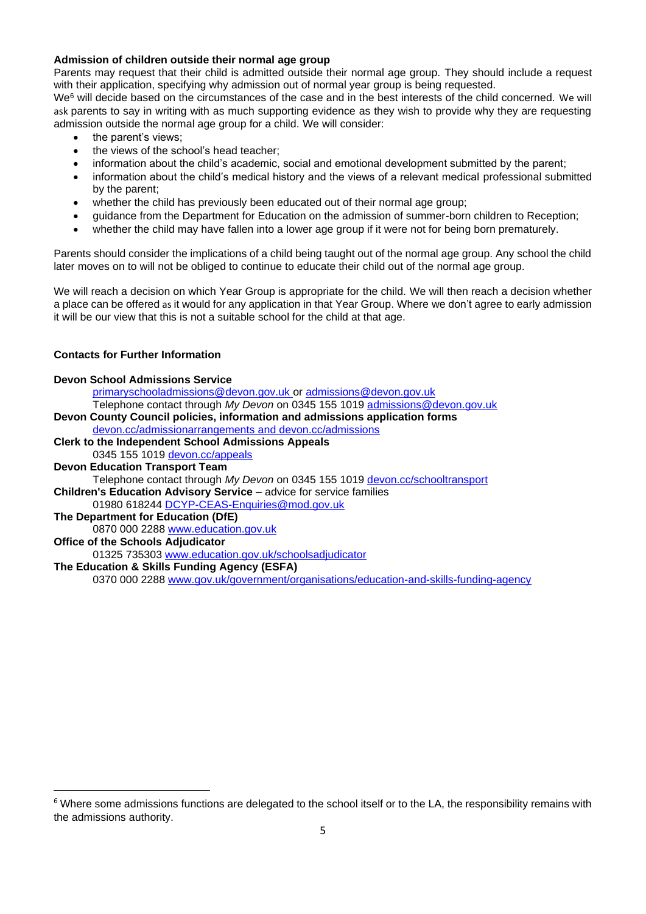**Admission of children outside their normal age group**

Parents may request that their child is admitted outside their normal age group. They should include a request with their application, specifying why admission out of normal year group is being requested.

We[6] will decide based on the circumstances of the case and in the best interests of the child concerned. We will ask parents to say in writing with as much supporting evidence as they wish to provide why they are requesting admission outside the normal age group for a child. We will consider:

- the parent's views;
- the views of the school's head teacher;
- information about the child's academic, social and emotional development submitted by the parent;
- information about the child's medical history and the views of a relevant medical professional submitted by the parent;
- whether the child has previously been educated out of their normal age group;
- guidance from the Department for Education on the admission of summer-born children to Reception;
- whether the child may have fallen into a lower age group if it were not for being born prematurely.

Parents should consider the implications of a child being taught out of the normal age group. Any school the child later moves on to will not be obliged to continue to educate their child out of the normal age group.

We will reach a decision on which Year Group is appropriate for the child. We will then reach a decision whether a place can be offered as it would for any application in that Year Group. Where we don't agree to early admission it will be our view that this is not a suitable school for the child at that age.

**Contacts for Further Information**

**Devon School Admissions Service**
primaryschooladmissions@devon.gov.uk or admissions@devon.gov.uk
Telephone contact through *My Devon* on 0345 155 1019 admissions@devon.gov.uk

**Devon County Council policies, information and admissions application forms**
devon.cc/admissionarrangements and devon.cc/admissions

**Clerk to the Independent School Admissions Appeals**
0345 155 1019 devon.cc/appeals

**Devon Education Transport Team**
Telephone contact through *My Devon* on 0345 155 1019 devon.cc/schooltransport

**Children's Education Advisory Service** – advice for service families
01980 618244 DCYP-CEAS-Enquiries@mod.gov.uk

**The Department for Education (DfE)**
0870 000 2288 www.education.gov.uk

**Office of the Schools Adjudicator**
01325 735303 www.education.gov.uk/schoolsadjudicator

**The Education & Skills Funding Agency (ESFA)**
0370 000 2288 www.gov.uk/government/organisations/education-and-skills-funding-agency

---

[6] Where some admissions functions are delegated to the school itself or to the LA, the responsibility remains with the admissions authority.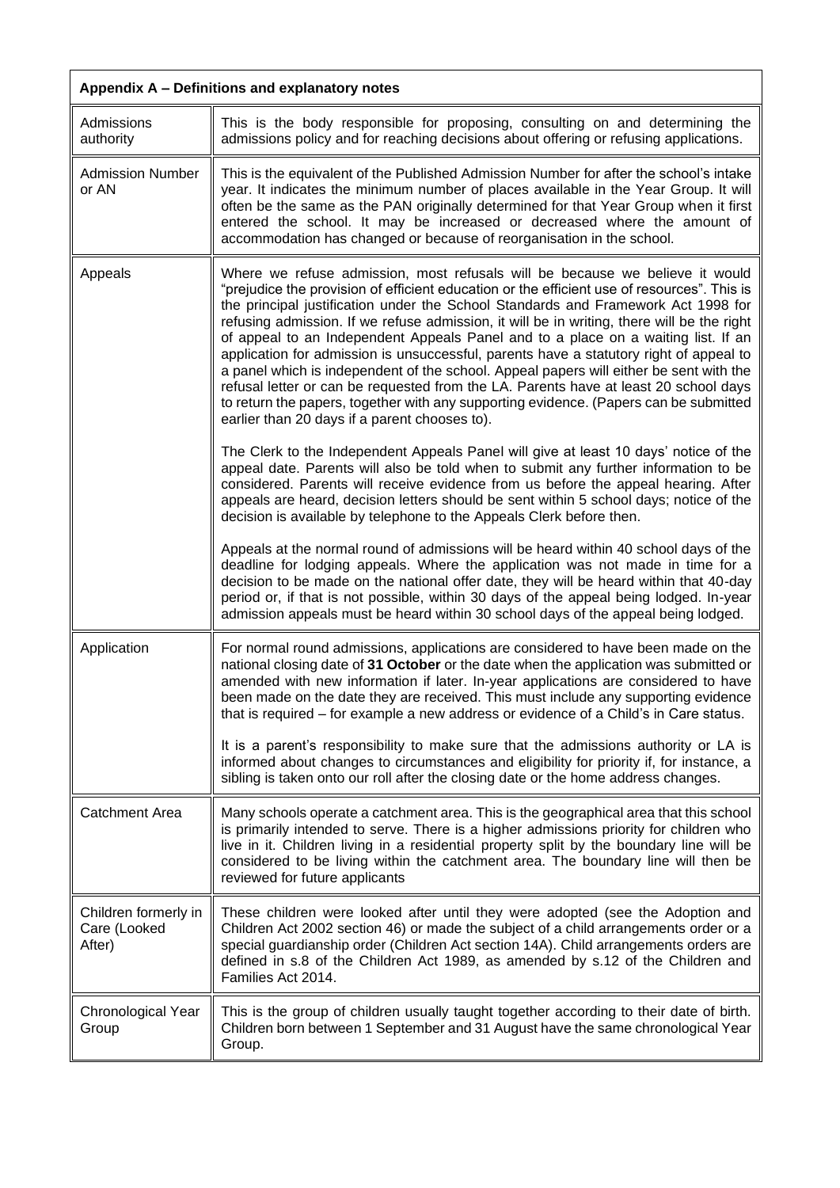| Appendix A – Definitions and explanatory notes | |
|---|---|
| Admissions authority | This is the body responsible for proposing, consulting on and determining the admissions policy and for reaching decisions about offering or refusing applications. |
| Admission Number or AN | This is the equivalent of the Published Admission Number for after the school's intake year. It indicates the minimum number of places available in the Year Group. It will often be the same as the PAN originally determined for that Year Group when it first entered the school. It may be increased or decreased where the amount of accommodation has changed or because of reorganisation in the school. |
| Appeals | Where we refuse admission, most refusals will be because we believe it would "prejudice the provision of efficient education or the efficient use of resources". This is the principal justification under the School Standards and Framework Act 1998 for refusing admission. If we refuse admission, it will be in writing, there will be the right of appeal to an Independent Appeals Panel and to a place on a waiting list. If an application for admission is unsuccessful, parents have a statutory right of appeal to a panel which is independent of the school. Appeal papers will either be sent with the refusal letter or can be requested from the LA. Parents have at least 20 school days to return the papers, together with any supporting evidence. (Papers can be submitted earlier than 20 days if a parent chooses to).<br><br>The Clerk to the Independent Appeals Panel will give at least 10 days' notice of the appeal date. Parents will also be told when to submit any further information to be considered. Parents will receive evidence from us before the appeal hearing. After appeals are heard, decision letters should be sent within 5 school days; notice of the decision is available by telephone to the Appeals Clerk before then.<br><br>Appeals at the normal round of admissions will be heard within 40 school days of the deadline for lodging appeals. Where the application was not made in time for a decision to be made on the national offer date, they will be heard within that 40-day period or, if that is not possible, within 30 days of the appeal being lodged. In-year admission appeals must be heard within 30 school days of the appeal being lodged. |
| Application | For normal round admissions, applications are considered to have been made on the national closing date of **31 October** or the date when the application was submitted or amended with new information if later. In-year applications are considered to have been made on the date they are received. This must include any supporting evidence that is required – for example a new address or evidence of a Child's in Care status.<br><br>It is a parent's responsibility to make sure that the admissions authority or LA is informed about changes to circumstances and eligibility for priority if, for instance, a sibling is taken onto our roll after the closing date or the home address changes. |
| Catchment Area | Many schools operate a catchment area. This is the geographical area that this school is primarily intended to serve. There is a higher admissions priority for children who live in it. Children living in a residential property split by the boundary line will be considered to be living within the catchment area. The boundary line will then be reviewed for future applicants |
| Children formerly in Care (Looked After) | These children were looked after until they were adopted (see the Adoption and Children Act 2002 section 46) or made the subject of a child arrangements order or a special guardianship order (Children Act section 14A). Child arrangements orders are defined in s.8 of the Children Act 1989, as amended by s.12 of the Children and Families Act 2014. |
| Chronological Year Group | This is the group of children usually taught together according to their date of birth. Children born between 1 September and 31 August have the same chronological Year Group. |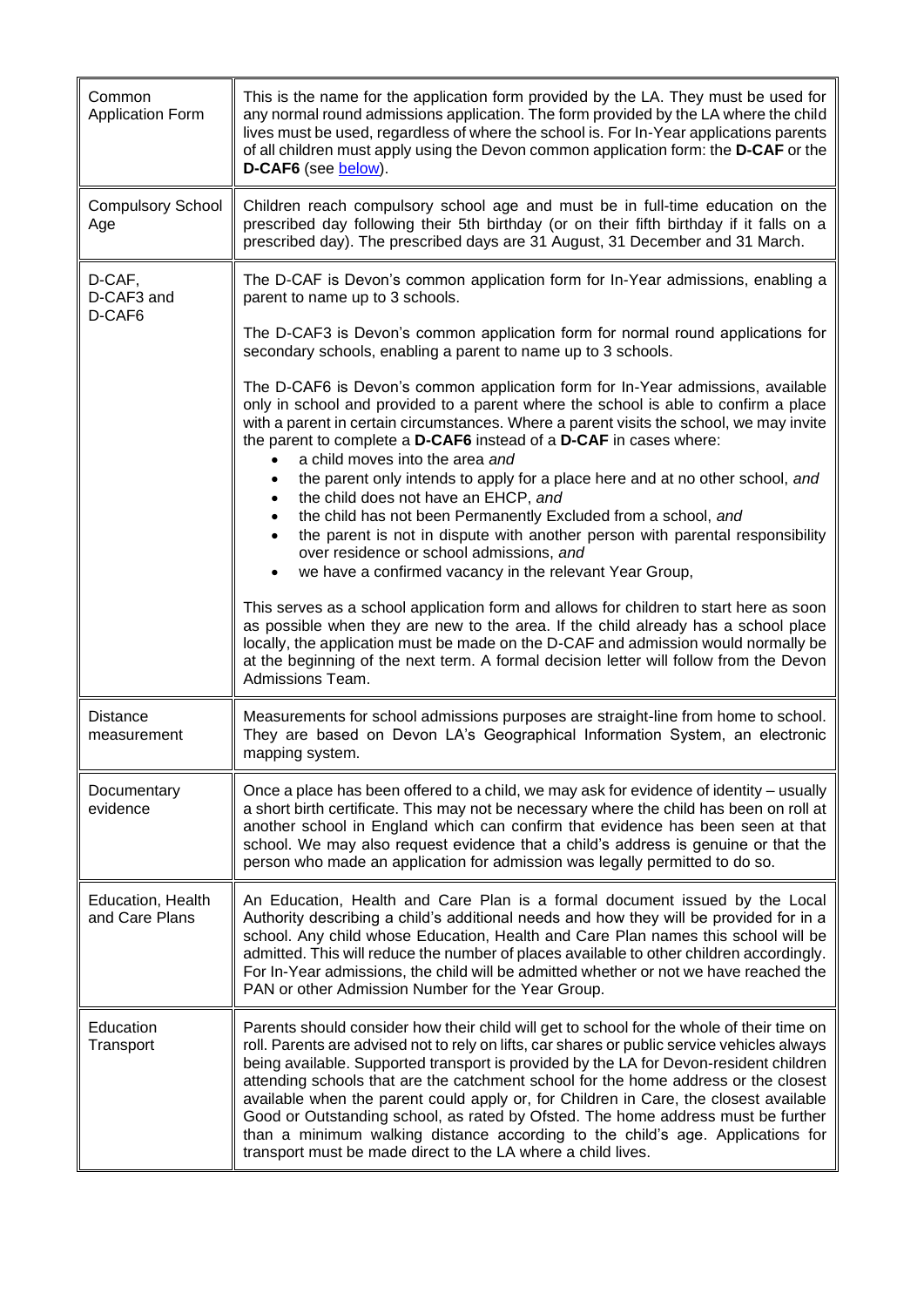| | |
|---|---|
| Common Application Form | This is the name for the application form provided by the LA. They must be used for any normal round admissions application. The form provided by the LA where the child lives must be used, regardless of where the school is. For In-Year applications parents of all children must apply using the Devon common application form: the **D-CAF** or the **D-CAF6** (see below). |
| Compulsory School Age | Children reach compulsory school age and must be in full-time education on the prescribed day following their 5th birthday (or on their fifth birthday if it falls on a prescribed day). The prescribed days are 31 August, 31 December and 31 March. |
| D-CAF, D-CAF3 and D-CAF6 | The D-CAF is Devon's common application form for In-Year admissions, enabling a parent to name up to 3 schools.<br><br>The D-CAF3 is Devon's common application form for normal round applications for secondary schools, enabling a parent to name up to 3 schools.<br><br>The D-CAF6 is Devon's common application form for In-Year admissions, available only in school and provided to a parent where the school is able to confirm a place with a parent in certain circumstances. Where a parent visits the school, we may invite the parent to complete a **D-CAF6** instead of a **D-CAF** in cases where:<br>• a child moves into the area *and*<br>• the parent only intends to apply for a place here and at no other school, *and*<br>• the child does not have an EHCP, *and*<br>• the child has not been Permanently Excluded from a school, *and*<br>• the parent is not in dispute with another person with parental responsibility over residence or school admissions, *and*<br>• we have a confirmed vacancy in the relevant Year Group,<br><br>This serves as a school application form and allows for children to start here as soon as possible when they are new to the area. If the child already has a school place locally, the application must be made on the D-CAF and admission would normally be at the beginning of the next term. A formal decision letter will follow from the Devon Admissions Team. |
| Distance measurement | Measurements for school admissions purposes are straight-line from home to school. They are based on Devon LA's Geographical Information System, an electronic mapping system. |
| Documentary evidence | Once a place has been offered to a child, we may ask for evidence of identity – usually a short birth certificate. This may not be necessary where the child has been on roll at another school in England which can confirm that evidence has been seen at that school. We may also request evidence that a child's address is genuine or that the person who made an application for admission was legally permitted to do so. |
| Education, Health and Care Plans | An Education, Health and Care Plan is a formal document issued by the Local Authority describing a child's additional needs and how they will be provided for in a school. Any child whose Education, Health and Care Plan names this school will be admitted. This will reduce the number of places available to other children accordingly. For In-Year admissions, the child will be admitted whether or not we have reached the PAN or other Admission Number for the Year Group. |
| Education Transport | Parents should consider how their child will get to school for the whole of their time on roll. Parents are advised not to rely on lifts, car shares or public service vehicles always being available. Supported transport is provided by the LA for Devon-resident children attending schools that are the catchment school for the home address or the closest available when the parent could apply or, for Children in Care, the closest available Good or Outstanding school, as rated by Ofsted. The home address must be further than a minimum walking distance according to the child's age. Applications for transport must be made direct to the LA where a child lives. |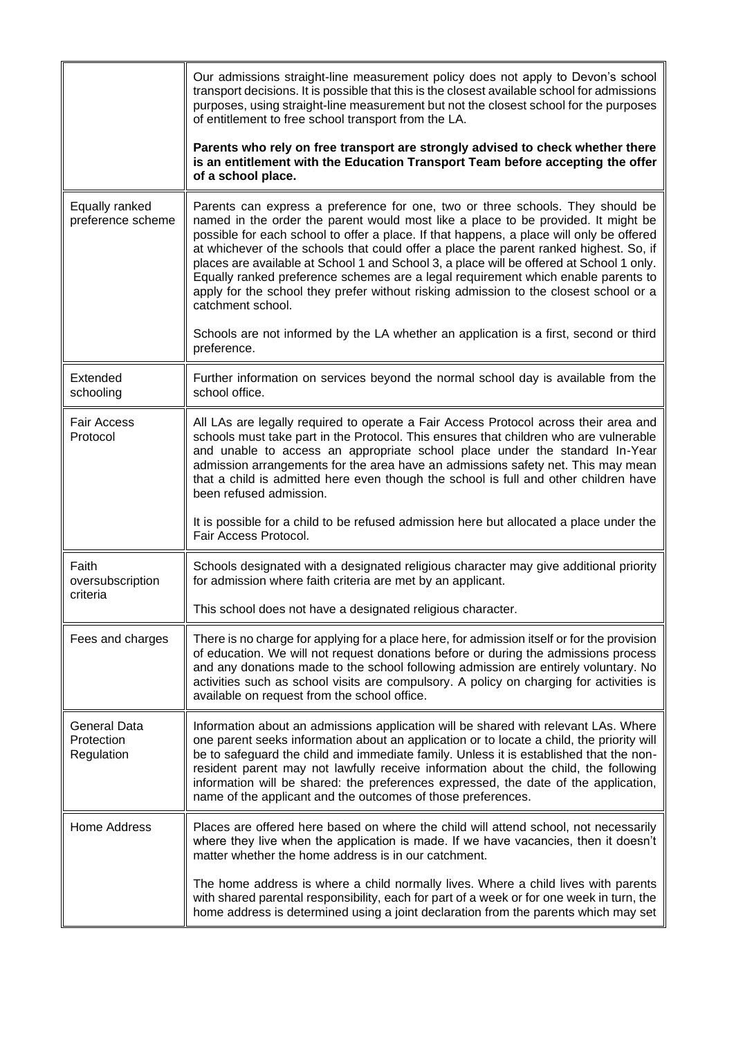| | |
|---|---|
| | Our admissions straight-line measurement policy does not apply to Devon's school transport decisions. It is possible that this is the closest available school for admissions purposes, using straight-line measurement but not the closest school for the purposes of entitlement to free school transport from the LA.<br><br>**Parents who rely on free transport are strongly advised to check whether there is an entitlement with the Education Transport Team before accepting the offer of a school place.** |
| Equally ranked preference scheme | Parents can express a preference for one, two or three schools. They should be named in the order the parent would most like a place to be provided. It might be possible for each school to offer a place. If that happens, a place will only be offered at whichever of the schools that could offer a place the parent ranked highest. So, if places are available at School 1 and School 3, a place will be offered at School 1 only. Equally ranked preference schemes are a legal requirement which enable parents to apply for the school they prefer without risking admission to the closest school or a catchment school.<br><br>Schools are not informed by the LA whether an application is a first, second or third preference. |
| Extended schooling | Further information on services beyond the normal school day is available from the school office. |
| Fair Access Protocol | All LAs are legally required to operate a Fair Access Protocol across their area and schools must take part in the Protocol. This ensures that children who are vulnerable and unable to access an appropriate school place under the standard In-Year admission arrangements for the area have an admissions safety net. This may mean that a child is admitted here even though the school is full and other children have been refused admission.<br><br>It is possible for a child to be refused admission here but allocated a place under the Fair Access Protocol. |
| Faith oversubscription criteria | Schools designated with a designated religious character may give additional priority for admission where faith criteria are met by an applicant.<br><br>This school does not have a designated religious character. |
| Fees and charges | There is no charge for applying for a place here, for admission itself or for the provision of education. We will not request donations before or during the admissions process and any donations made to the school following admission are entirely voluntary. No activities such as school visits are compulsory. A policy on charging for activities is available on request from the school office. |
| General Data Protection Regulation | Information about an admissions application will be shared with relevant LAs. Where one parent seeks information about an application or to locate a child, the priority will be to safeguard the child and immediate family. Unless it is established that the non-resident parent may not lawfully receive information about the child, the following information will be shared: the preferences expressed, the date of the application, name of the applicant and the outcomes of those preferences. |
| Home Address | Places are offered here based on where the child will attend school, not necessarily where they live when the application is made. If we have vacancies, then it doesn't matter whether the home address is in our catchment.<br><br>The home address is where a child normally lives. Where a child lives with parents with shared parental responsibility, each for part of a week or for one week in turn, the home address is determined using a joint declaration from the parents which may set |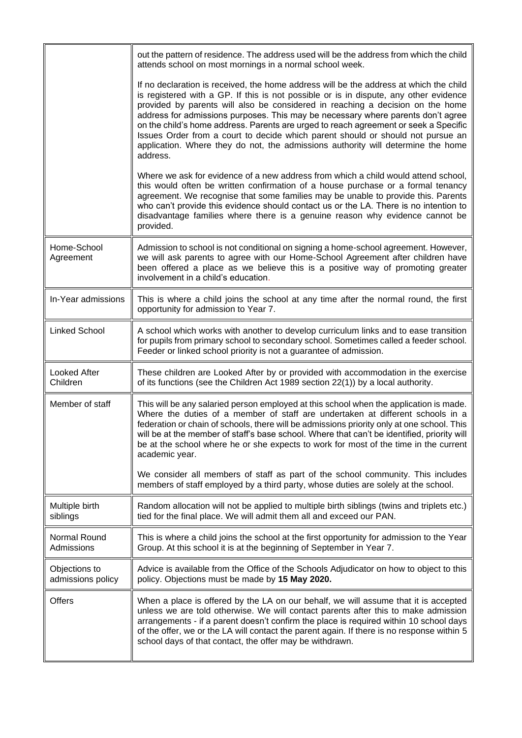| | |
|---|---|
| | out the pattern of residence. The address used will be the address from which the child attends school on most mornings in a normal school week.<br><br>If no declaration is received, the home address will be the address at which the child is registered with a GP. If this is not possible or is in dispute, any other evidence provided by parents will also be considered in reaching a decision on the home address for admissions purposes. This may be necessary where parents don't agree on the child's home address. Parents are urged to reach agreement or seek a Specific Issues Order from a court to decide which parent should or should not pursue an application. Where they do not, the admissions authority will determine the home address.<br><br>Where we ask for evidence of a new address from which a child would attend school, this would often be written confirmation of a house purchase or a formal tenancy agreement. We recognise that some families may be unable to provide this. Parents who can't provide this evidence should contact us or the LA. There is no intention to disadvantage families where there is a genuine reason why evidence cannot be provided. |
| Home-School Agreement | Admission to school is not conditional on signing a home-school agreement. However, we will ask parents to agree with our Home-School Agreement after children have been offered a place as we believe this is a positive way of promoting greater involvement in a child's education. |
| In-Year admissions | This is where a child joins the school at any time after the normal round, the first opportunity for admission to Year 7. |
| Linked School | A school which works with another to develop curriculum links and to ease transition for pupils from primary school to secondary school. Sometimes called a feeder school. Feeder or linked school priority is not a guarantee of admission. |
| Looked After Children | These children are Looked After by or provided with accommodation in the exercise of its functions (see the Children Act 1989 section 22(1)) by a local authority. |
| Member of staff | This will be any salaried person employed at this school when the application is made. Where the duties of a member of staff are undertaken at different schools in a federation or chain of schools, there will be admissions priority only at one school. This will be at the member of staff's base school. Where that can't be identified, priority will be at the school where he or she expects to work for most of the time in the current academic year.<br><br>We consider all members of staff as part of the school community. This includes members of staff employed by a third party, whose duties are solely at the school. |
| Multiple birth siblings | Random allocation will not be applied to multiple birth siblings (twins and triplets etc.) tied for the final place. We will admit them all and exceed our PAN. |
| Normal Round Admissions | This is where a child joins the school at the first opportunity for admission to the Year Group. At this school it is at the beginning of September in Year 7. |
| Objections to admissions policy | Advice is available from the Office of the Schools Adjudicator on how to object to this policy. Objections must be made by **15 May 2020.** |
| Offers | When a place is offered by the LA on our behalf, we will assume that it is accepted unless we are told otherwise. We will contact parents after this to make admission arrangements - if a parent doesn't confirm the place is required within 10 school days of the offer, we or the LA will contact the parent again. If there is no response within 5 school days of that contact, the offer may be withdrawn. |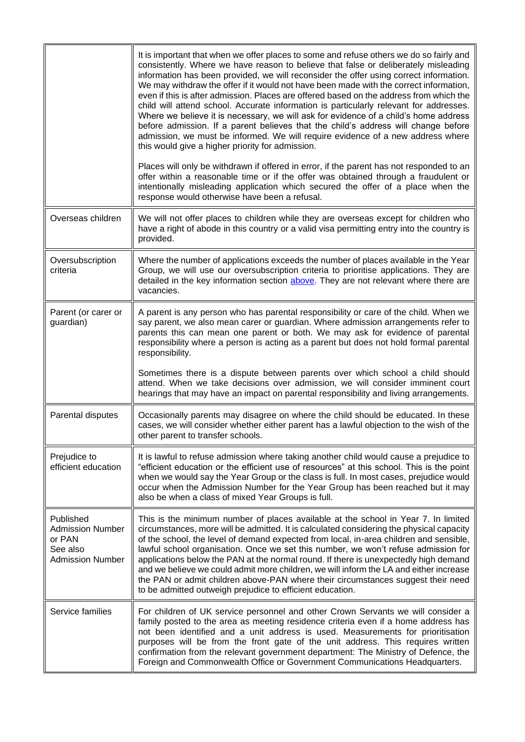| | |
|---|---|
| | It is important that when we offer places to some and refuse others we do so fairly and consistently. Where we have reason to believe that false or deliberately misleading information has been provided, we will reconsider the offer using correct information. We may withdraw the offer if it would not have been made with the correct information, even if this is after admission. Places are offered based on the address from which the child will attend school. Accurate information is particularly relevant for addresses. Where we believe it is necessary, we will ask for evidence of a child's home address before admission. If a parent believes that the child's address will change before admission, we must be informed. We will require evidence of a new address where this would give a higher priority for admission.<br><br>Places will only be withdrawn if offered in error, if the parent has not responded to an offer within a reasonable time or if the offer was obtained through a fraudulent or intentionally misleading application which secured the offer of a place when the response would otherwise have been a refusal. |
| Overseas children | We will not offer places to children while they are overseas except for children who have a right of abode in this country or a valid visa permitting entry into the country is provided. |
| Oversubscription criteria | Where the number of applications exceeds the number of places available in the Year Group, we will use our oversubscription criteria to prioritise applications. They are detailed in the key information section above. They are not relevant where there are vacancies. |
| Parent (or carer or guardian) | A parent is any person who has parental responsibility or care of the child. When we say parent, we also mean carer or guardian. Where admission arrangements refer to parents this can mean one parent or both. We may ask for evidence of parental responsibility where a person is acting as a parent but does not hold formal parental responsibility.<br><br>Sometimes there is a dispute between parents over which school a child should attend. When we take decisions over admission, we will consider imminent court hearings that may have an impact on parental responsibility and living arrangements. |
| Parental disputes | Occasionally parents may disagree on where the child should be educated. In these cases, we will consider whether either parent has a lawful objection to the wish of the other parent to transfer schools. |
| Prejudice to efficient education | It is lawful to refuse admission where taking another child would cause a prejudice to "efficient education or the efficient use of resources" at this school. This is the point when we would say the Year Group or the class is full. In most cases, prejudice would occur when the Admission Number for the Year Group has been reached but it may also be when a class of mixed Year Groups is full. |
| Published Admission Number or PAN<br>See also Admission Number | This is the minimum number of places available at the school in Year 7. In limited circumstances, more will be admitted. It is calculated considering the physical capacity of the school, the level of demand expected from local, in-area children and sensible, lawful school organisation. Once we set this number, we won't refuse admission for applications below the PAN at the normal round. If there is unexpectedly high demand and we believe we could admit more children, we will inform the LA and either increase the PAN or admit children above-PAN where their circumstances suggest their need to be admitted outweigh prejudice to efficient education. |
| Service families | For children of UK service personnel and other Crown Servants we will consider a family posted to the area as meeting residence criteria even if a home address has not been identified and a unit address is used. Measurements for prioritisation purposes will be from the front gate of the unit address. This requires written confirmation from the relevant government department: The Ministry of Defence, the Foreign and Commonwealth Office or Government Communications Headquarters. |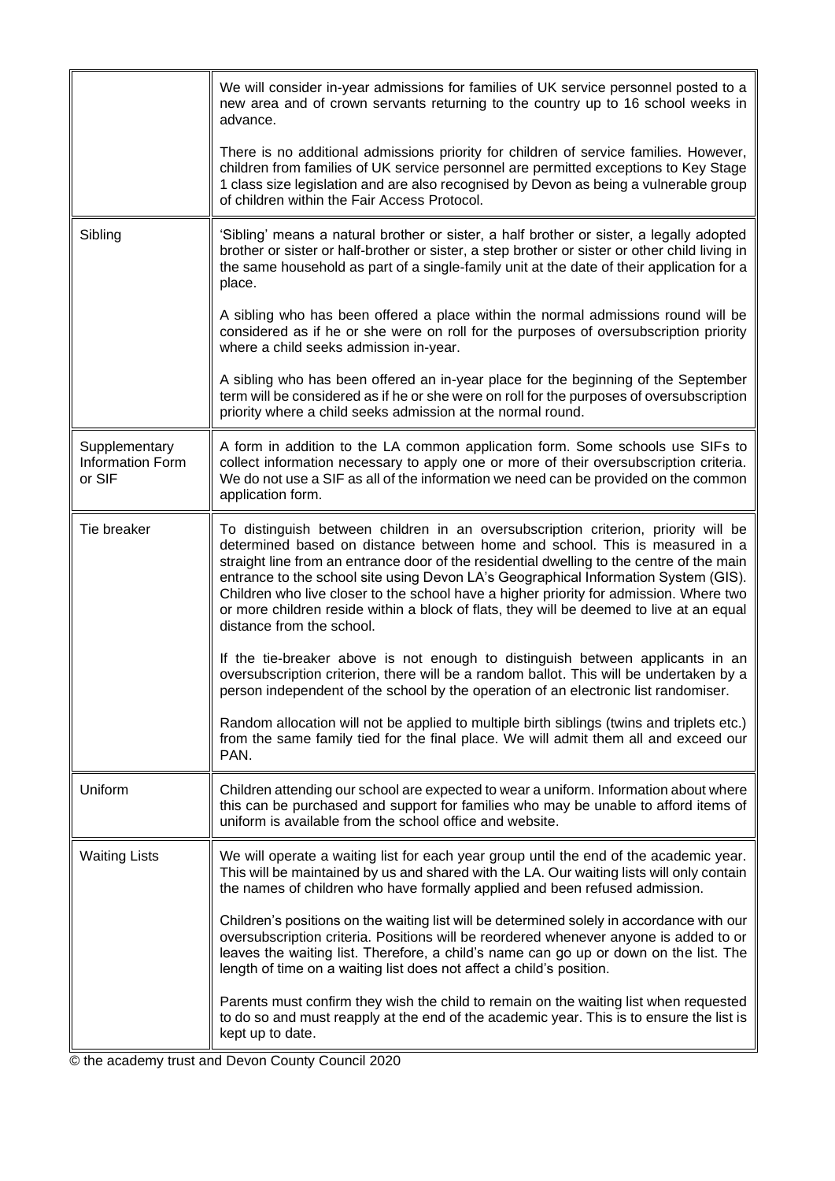| | |
|---|---|
| | We will consider in-year admissions for families of UK service personnel posted to a new area and of crown servants returning to the country up to 16 school weeks in advance.<br><br>There is no additional admissions priority for children of service families. However, children from families of UK service personnel are permitted exceptions to Key Stage 1 class size legislation and are also recognised by Devon as being a vulnerable group of children within the Fair Access Protocol. |
| Sibling | 'Sibling' means a natural brother or sister, a half brother or sister, a legally adopted brother or sister or half-brother or sister, a step brother or sister or other child living in the same household as part of a single-family unit at the date of their application for a place.<br><br>A sibling who has been offered a place within the normal admissions round will be considered as if he or she were on roll for the purposes of oversubscription priority where a child seeks admission in-year.<br><br>A sibling who has been offered an in-year place for the beginning of the September term will be considered as if he or she were on roll for the purposes of oversubscription priority where a child seeks admission at the normal round. |
| Supplementary Information Form or SIF | A form in addition to the LA common application form. Some schools use SIFs to collect information necessary to apply one or more of their oversubscription criteria. We do not use a SIF as all of the information we need can be provided on the common application form. |
| Tie breaker | To distinguish between children in an oversubscription criterion, priority will be determined based on distance between home and school. This is measured in a straight line from an entrance door of the residential dwelling to the centre of the main entrance to the school site using Devon LA's Geographical Information System (GIS). Children who live closer to the school have a higher priority for admission. Where two or more children reside within a block of flats, they will be deemed to live at an equal distance from the school.<br><br>If the tie-breaker above is not enough to distinguish between applicants in an oversubscription criterion, there will be a random ballot. This will be undertaken by a person independent of the school by the operation of an electronic list randomiser.<br><br>Random allocation will not be applied to multiple birth siblings (twins and triplets etc.) from the same family tied for the final place. We will admit them all and exceed our PAN. |
| Uniform | Children attending our school are expected to wear a uniform. Information about where this can be purchased and support for families who may be unable to afford items of uniform is available from the school office and website. |
| Waiting Lists | We will operate a waiting list for each year group until the end of the academic year. This will be maintained by us and shared with the LA. Our waiting lists will only contain the names of children who have formally applied and been refused admission.<br><br>Children's positions on the waiting list will be determined solely in accordance with our oversubscription criteria. Positions will be reordered whenever anyone is added to or leaves the waiting list. Therefore, a child's name can go up or down on the list. The length of time on a waiting list does not affect a child's position.<br><br>Parents must confirm they wish the child to remain on the waiting list when requested to do so and must reapply at the end of the academic year. This is to ensure the list is kept up to date. |

© the academy trust and Devon County Council 2020